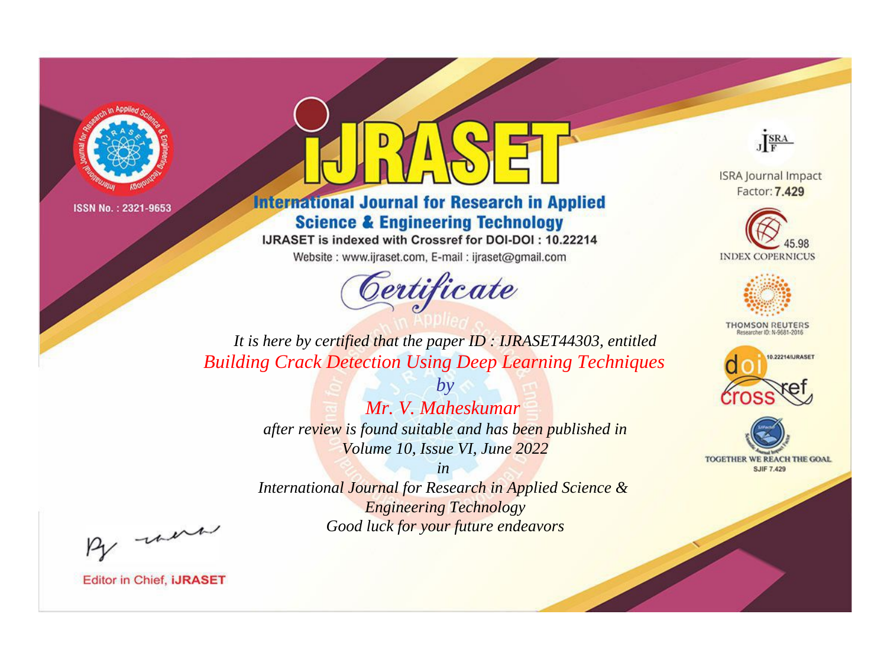ISSN No. : 2321-9653

# IJRASET

## International Journal for Research in Applied Science & Engineering Technology

IJRASET is indexed with Crossref for DOI-DOI : 10.22214

Website : www.ijraset.com, E-mail : ijraset@gmail.com

ISRA Journal Impact Factor: **7.429**

45.98 INDEX COPERNICUS

THOMSON REUTERS Researcher ID: N-9681-2016

10.22214/IJRASET

TOGETHER WE REACH THE GOAL SJIF 7.429

## Certificate

*It is here by certified that the paper ID : IJRASET44303, entitled*

*Building Crack Detection Using Deep Learning Techniques*

*by*

*Mr. V. Maheskumar*

*after review is found suitable and has been published in*

*Volume 10, Issue VI, June 2022*

*in*

*International Journal for Research in Applied Science & Engineering Technology*

*Good luck for your future endeavors*

Editor in Chief, **IJRASET**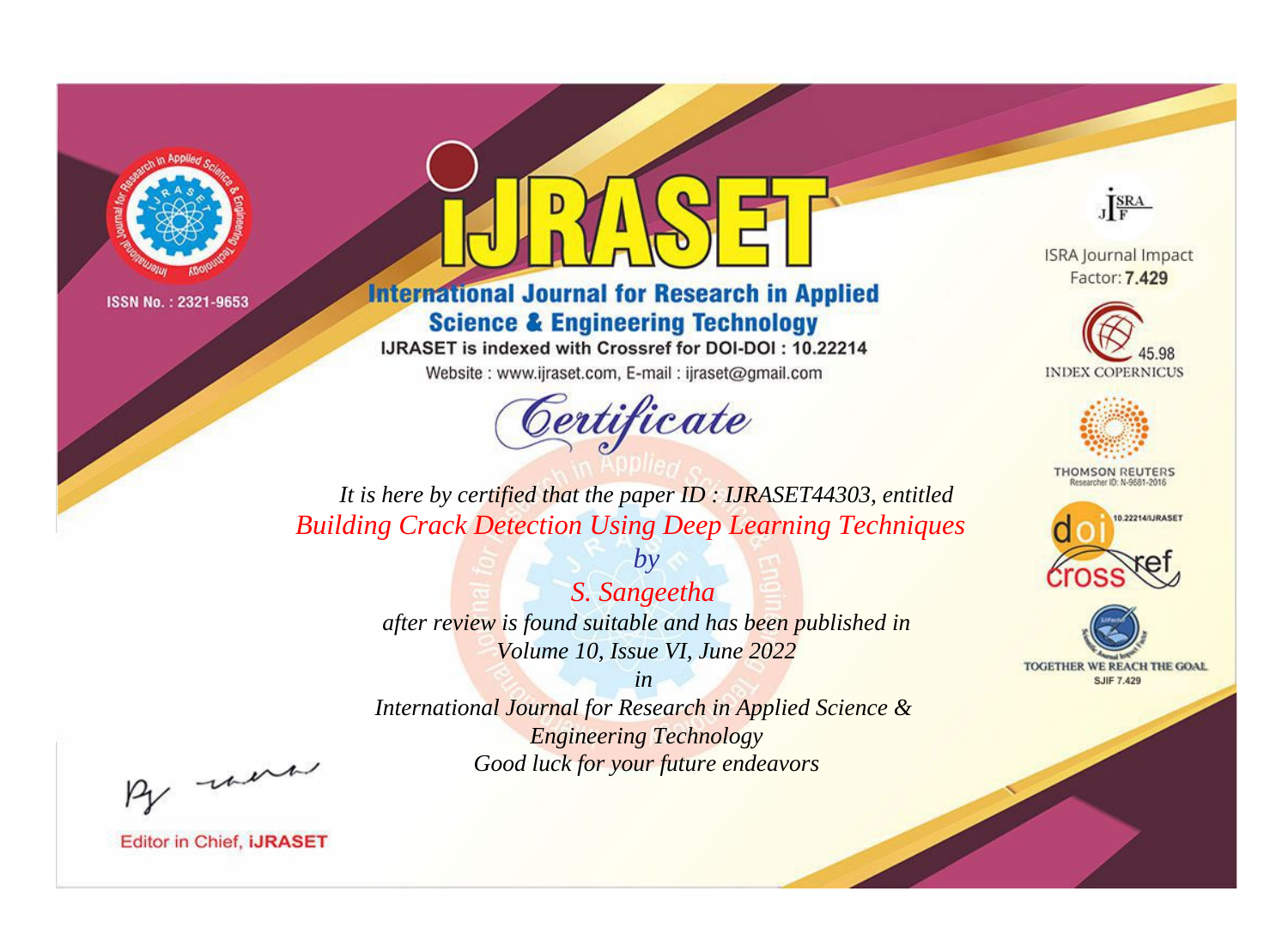ISSN No. : 2321-9653

# iJRASET

## International Journal for Research in Applied Science & Engineering Technology

IJRASET is indexed with Crossref for DOI-DOI : 10.22214

Website : www.ijraset.com, E-mail : ijraset@gmail.com

*Certificate*

*It is here by certified that the paper ID : IJRASET44303, entitled*

*Building Crack Detection Using Deep Learning Techniques*

*by*

*S. Sangeetha*

*after review is found suitable and has been published in*

*Volume 10, Issue VI, June 2022*

*in*

*International Journal for Research in Applied Science & Engineering Technology*

*Good luck for your future endeavors*

ISRA Journal Impact Factor: **7.429**

45.98 INDEX COPERNICUS

THOMSON REUTERS Researcher ID: N-9681-2016

10.22214/IJRASET

TOGETHER WE REACH THE GOAL SJIF 7.429

Editor in Chief, **iJRASET**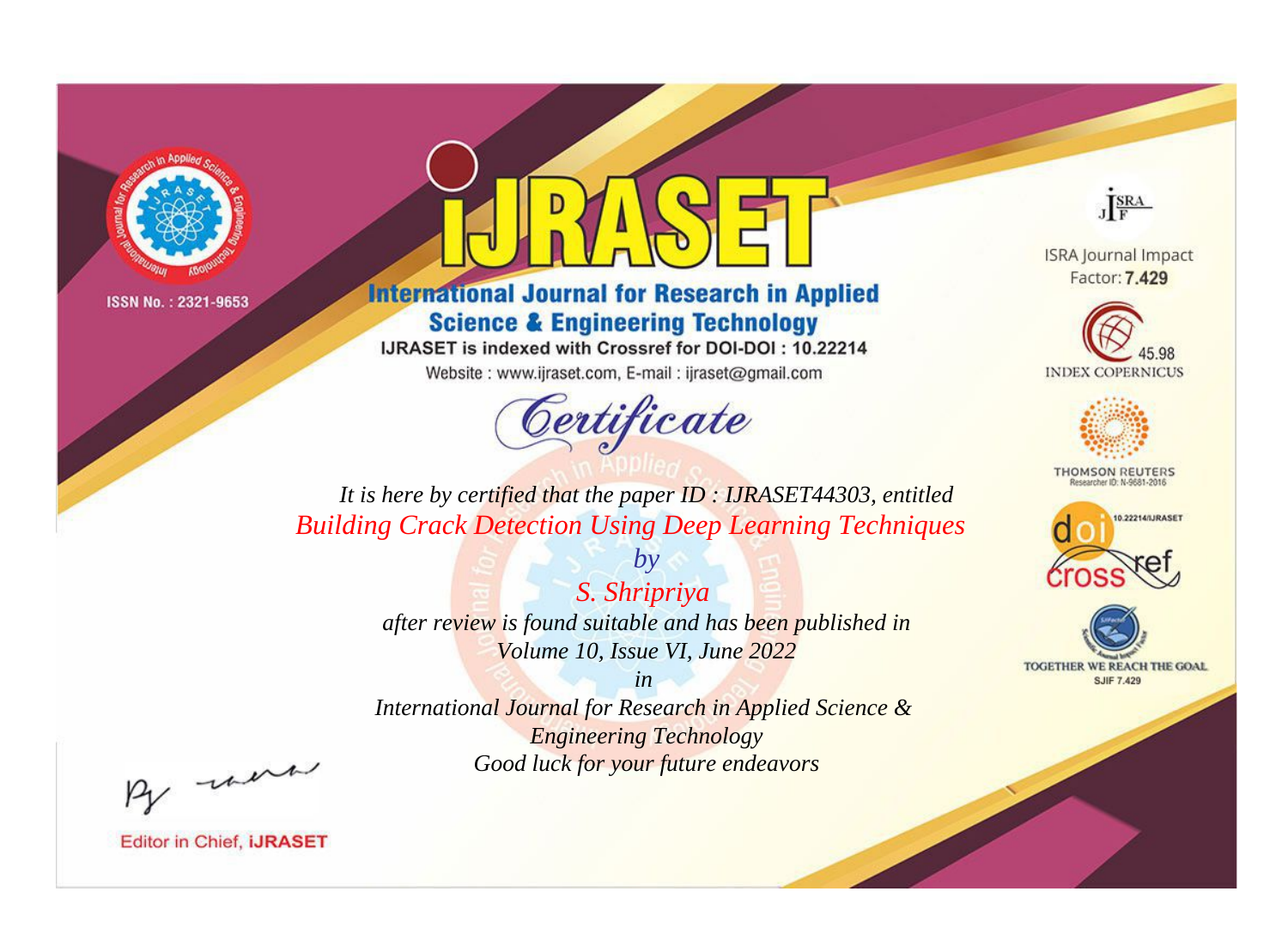ISSN No. : 2321-9653

# IJRASET

## International Journal for Research in Applied Science & Engineering Technology

IJRASET is indexed with Crossref for DOI-DOI : 10.22214

Website : www.ijraset.com, E-mail : ijraset@gmail.com

## Certificate

*It is here by certified that the paper ID : IJRASET44303, entitled*

*Building Crack Detection Using Deep Learning Techniques*

*by*

*S. Shripriya*

*after review is found suitable and has been published in*

*Volume 10, Issue VI, June 2022*

*in*

*International Journal for Research in Applied Science & Engineering Technology*

*Good luck for your future endeavors*

ISRA Journal Impact Factor: **7.429**

45.98 INDEX COPERNICUS

THOMSON REUTERS Researcher ID: N-9681-2016

10.22214/IJRASET

TOGETHER WE REACH THE GOAL SJIF 7.429

Editor in Chief, **iJRASET**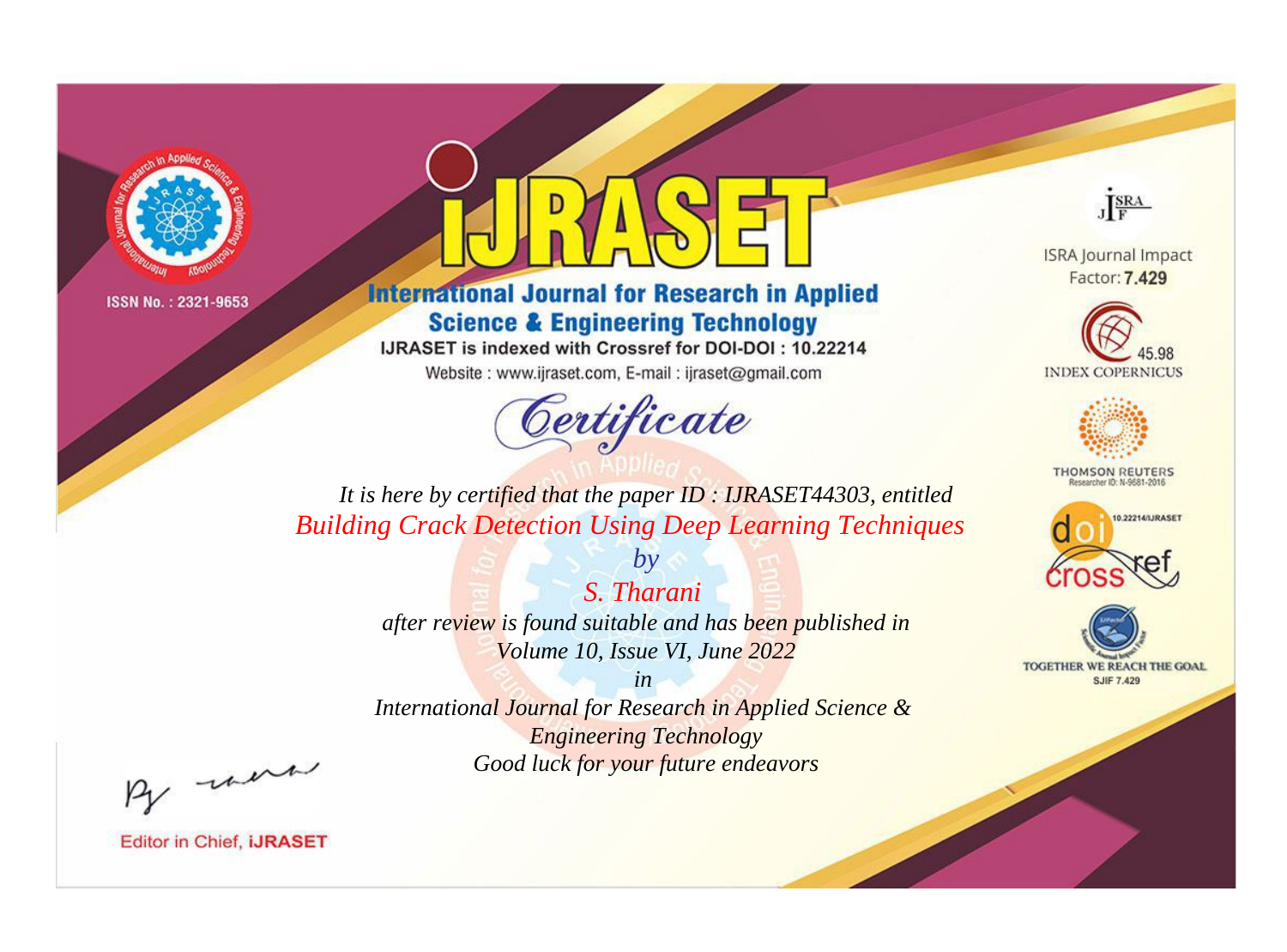ISSN No. : 2321-9653

# iJRASET

## International Journal for Research in Applied Science & Engineering Technology

IJRASET is indexed with Crossref for DOI-DOI : 10.22214

Website : www.ijraset.com, E-mail : ijraset@gmail.com

ISRA Journal Impact Factor: **7.429**

45.98 INDEX COPERNICUS

THOMSON REUTERS Researcher ID: N-9681-2016

10.22214/IJRASET

TOGETHER WE REACH THE GOAL SJIF 7.429

*Certificate*

*It is here by certified that the paper ID : IJRASET44303, entitled*

*Building Crack Detection Using Deep Learning Techniques*

*by*

*S. Tharani*

*after review is found suitable and has been published in*

*Volume 10, Issue VI, June 2022*

*in*

*International Journal for Research in Applied Science & Engineering Technology*

*Good luck for your future endeavors*

Editor in Chief, **iJRASET**